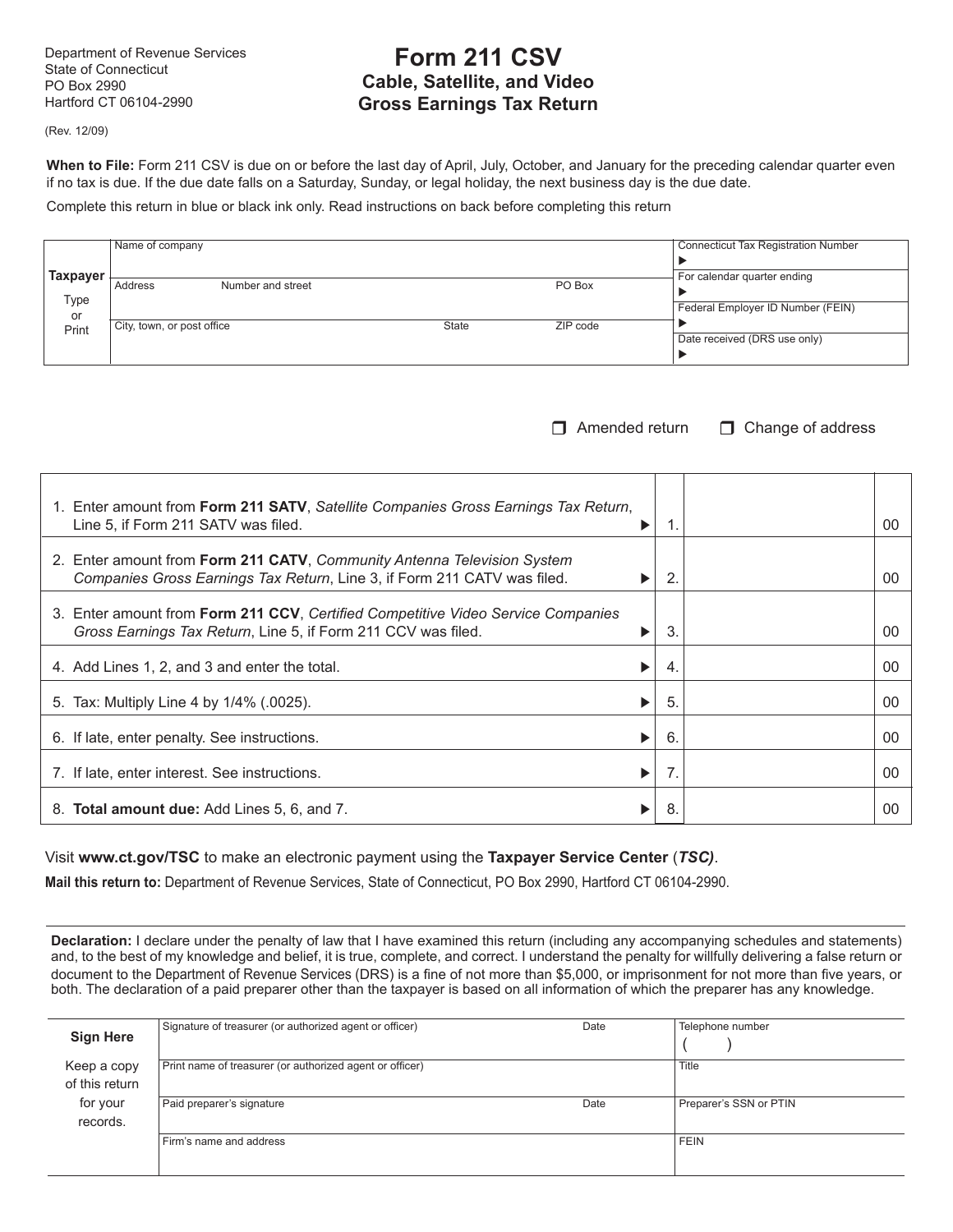Department of Revenue Services
State of Connecticut
PO Box 2990
Hartford CT 06104-2990

(Rev. 12/09)

# Form 211 CSV
## Cable, Satellite, and Video Gross Earnings Tax Return

**When to File:** Form 211 CSV is due on or before the last day of April, July, October, and January for the preceding calendar quarter even if no tax is due. If the due date falls on a Saturday, Sunday, or legal holiday, the next business day is the due date.

Complete this return in blue or black ink only. Read instructions on back before completing this return

| | | | | |
|---|---|---|---|---|
| **Taxpayer** Type or Print | Name of company | | | Connecticut Tax Registration Number ▶ |
| | Address Number and street | | PO Box | For calendar quarter ending ▶ |
| | | | | Federal Employer ID Number (FEIN) ▶ |
| | City, town, or post office | State | ZIP code | Date received (DRS use only) ▶ |

❒ Amended return ❒ Change of address

| | | | |
|---|---|---|---|
| 1. Enter amount from **Form 211 SATV**, *Satellite Companies Gross Earnings Tax Return*, Line 5, if Form 211 SATV was filed. ▶ | 1. | | 00 |
| 2. Enter amount from **Form 211 CATV**, *Community Antenna Television System Companies Gross Earnings Tax Return*, Line 3, if Form 211 CATV was filed. ▶ | 2. | | 00 |
| 3. Enter amount from **Form 211 CCV**, *Certified Competitive Video Service Companies Gross Earnings Tax Return*, Line 5, if Form 211 CCV was filed. ▶ | 3. | | 00 |
| 4. Add Lines 1, 2, and 3 and enter the total. ▶ | 4. | | 00 |
| 5. Tax: Multiply Line 4 by 1/4% (.0025). ▶ | 5. | | 00 |
| 6. If late, enter penalty. See instructions. ▶ | 6. | | 00 |
| 7. If late, enter interest. See instructions. ▶ | 7. | | 00 |
| 8. **Total amount due:** Add Lines 5, 6, and 7. ▶ | 8. | | 00 |

Visit **www.ct.gov/TSC** to make an electronic payment using the **Taxpayer Service Center** (***TSC)***.

**Mail this return to:** Department of Revenue Services, State of Connecticut, PO Box 2990, Hartford CT 06104-2990.

**Declaration:** I declare under the penalty of law that I have examined this return (including any accompanying schedules and statements) and, to the best of my knowledge and belief, it is true, complete, and correct. I understand the penalty for willfully delivering a false return or document to the Department of Revenue Services (DRS) is a fine of not more than $5,000, or imprisonment for not more than five years, or both. The declaration of a paid preparer other than the taxpayer is based on all information of which the preparer has any knowledge.

| | | | |
|---|---|---|---|
| **Sign Here** | Signature of treasurer (or authorized agent or officer) | Date | Telephone number ( ) |
| Keep a copy of this return for your records. | Print name of treasurer (or authorized agent or officer) | | Title |
| | Paid preparer's signature | Date | Preparer's SSN or PTIN |
| | Firm's name and address | | FEIN |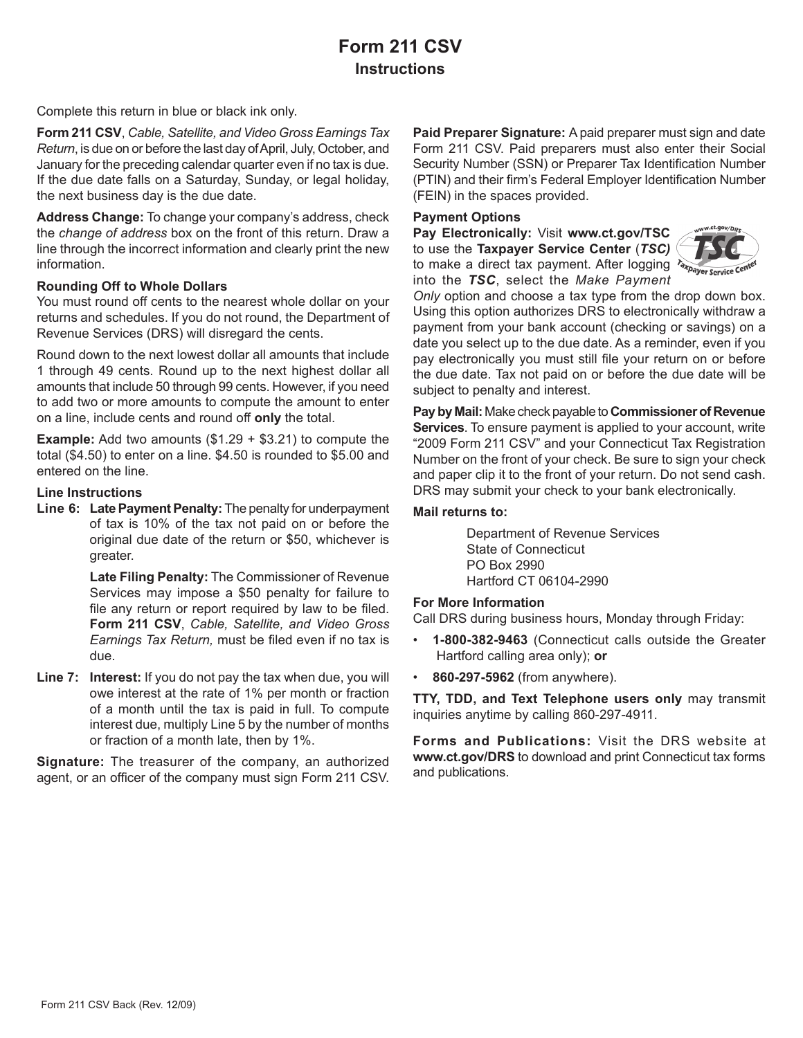# Form 211 CSV

## Instructions

Complete this return in blue or black ink only.

**Form 211 CSV**, *Cable, Satellite, and Video Gross Earnings Tax Return*, is due on or before the last day of April, July, October, and January for the preceding calendar quarter even if no tax is due. If the due date falls on a Saturday, Sunday, or legal holiday, the next business day is the due date.

**Address Change:** To change your company's address, check the *change of address* box on the front of this return. Draw a line through the incorrect information and clearly print the new information.

**Rounding Off to Whole Dollars**

You must round off cents to the nearest whole dollar on your returns and schedules. If you do not round, the Department of Revenue Services (DRS) will disregard the cents.

Round down to the next lowest dollar all amounts that include 1 through 49 cents. Round up to the next highest dollar all amounts that include 50 through 99 cents. However, if you need to add two or more amounts to compute the amount to enter on a line, include cents and round off **only** the total.

**Example:** Add two amounts ($1.29 + $3.21) to compute the total ($4.50) to enter on a line. $4.50 is rounded to $5.00 and entered on the line.

**Line Instructions**

**Line 6:** **Late Payment Penalty:** The penalty for underpayment of tax is 10% of the tax not paid on or before the original due date of the return or $50, whichever is greater.

**Late Filing Penalty:** The Commissioner of Revenue Services may impose a $50 penalty for failure to file any return or report required by law to be filed. **Form 211 CSV**, *Cable, Satellite, and Video Gross Earnings Tax Return,* must be filed even if no tax is due.

**Line 7:** **Interest:** If you do not pay the tax when due, you will owe interest at the rate of 1% per month or fraction of a month until the tax is paid in full. To compute interest due, multiply Line 5 by the number of months or fraction of a month late, then by 1%.

**Signature:** The treasurer of the company, an authorized agent, or an officer of the company must sign Form 211 CSV.

**Paid Preparer Signature:** A paid preparer must sign and date Form 211 CSV. Paid preparers must also enter their Social Security Number (SSN) or Preparer Tax Identification Number (PTIN) and their firm's Federal Employer Identification Number (FEIN) in the spaces provided.

**Payment Options**

**Pay Electronically:** Visit **www.ct.gov/TSC** to use the **Taxpayer Service Center** (***TSC)*** to make a direct tax payment. After logging into the ***TSC***, select the *Make Payment Only* option and choose a tax type from the drop down box. Using this option authorizes DRS to electronically withdraw a payment from your bank account (checking or savings) on a date you select up to the due date. As a reminder, even if you pay electronically you must still file your return on or before the due date. Tax not paid on or before the due date will be subject to penalty and interest.

**Pay by Mail:** Make check payable to **Commissioner of Revenue Services**. To ensure payment is applied to your account, write "2009 Form 211 CSV" and your Connecticut Tax Registration Number on the front of your check. Be sure to sign your check and paper clip it to the front of your return. Do not send cash. DRS may submit your check to your bank electronically.

**Mail returns to:**

Department of Revenue Services
State of Connecticut
PO Box 2990
Hartford CT 06104-2990

**For More Information**

Call DRS during business hours, Monday through Friday:

- **1-800-382-9463** (Connecticut calls outside the Greater Hartford calling area only); **or**
- **860-297-5962** (from anywhere).

**TTY, TDD, and Text Telephone users only** may transmit inquiries anytime by calling 860-297-4911.

**Forms and Publications:** Visit the DRS website at **www.ct.gov/DRS** to download and print Connecticut tax forms and publications.

Form 211 CSV Back (Rev. 12/09)